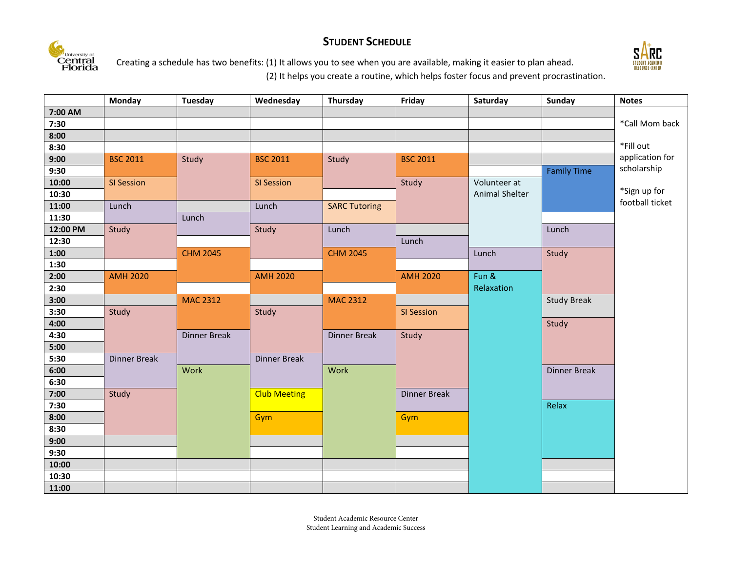# STUDENT SCHEDULE

Creating a schedule has two benefits: (1) It allows you to see when you are available, making it easier to plan ahead.
(2) It helps you create a routine, which helps foster focus and prevent procrastination.

| | Monday | Tuesday | Wednesday | Thursday | Friday | Saturday | Sunday | Notes |
|---|---|---|---|---|---|---|---|---|
| 7:00 AM | | | | | | | | |
| 7:30 | | | | | | | | *Call Mom back |
| 8:00 | | | | | | | | |
| 8:30 | | | | | | | | *Fill out application for scholarship |
| 9:00 | BSC 2011 | Study | BSC 2011 | Study | BSC 2011 | | | |
| 9:30 | | | | | | | Family Time | |
| 10:00 | SI Session | | SI Session | | Study | Volunteer at Animal Shelter | | *Sign up for football ticket |
| 10:30 | | | | | | | | |
| 11:00 | Lunch | | Lunch | SARC Tutoring | | | | |
| 11:30 | | Lunch | | | | | | |
| 12:00 PM | Study | | Study | Lunch | | | Lunch | |
| 12:30 | | | | | Lunch | | | |
| 1:00 | | CHM 2045 | | CHM 2045 | | Lunch | Study | |
| 1:30 | | | | | | | | |
| 2:00 | AMH 2020 | | AMH 2020 | | AMH 2020 | Fun & Relaxation | | |
| 2:30 | | | | | | | | |
| 3:00 | | MAC 2312 | | MAC 2312 | | | Study Break | |
| 3:30 | Study | | Study | | SI Session | | | |
| 4:00 | | | | | | | Study | |
| 4:30 | | Dinner Break | | Dinner Break | Study | | | |
| 5:00 | | | | | | | | |
| 5:30 | Dinner Break | | Dinner Break | | | | | |
| 6:00 | | Work | | Work | | | Dinner Break | |
| 6:30 | | | | | | | | |
| 7:00 | Study | | Club Meeting | | Dinner Break | | | |
| 7:30 | | | | | | | Relax | |
| 8:00 | | | Gym | | Gym | | | |
| 8:30 | | | | | | | | |
| 9:00 | | | | | | | | |
| 9:30 | | | | | | | | |
| 10:00 | | | | | | | | |
| 10:30 | | | | | | | | |
| 11:00 | | | | | | | | |

Student Academic Resource Center
Student Learning and Academic Success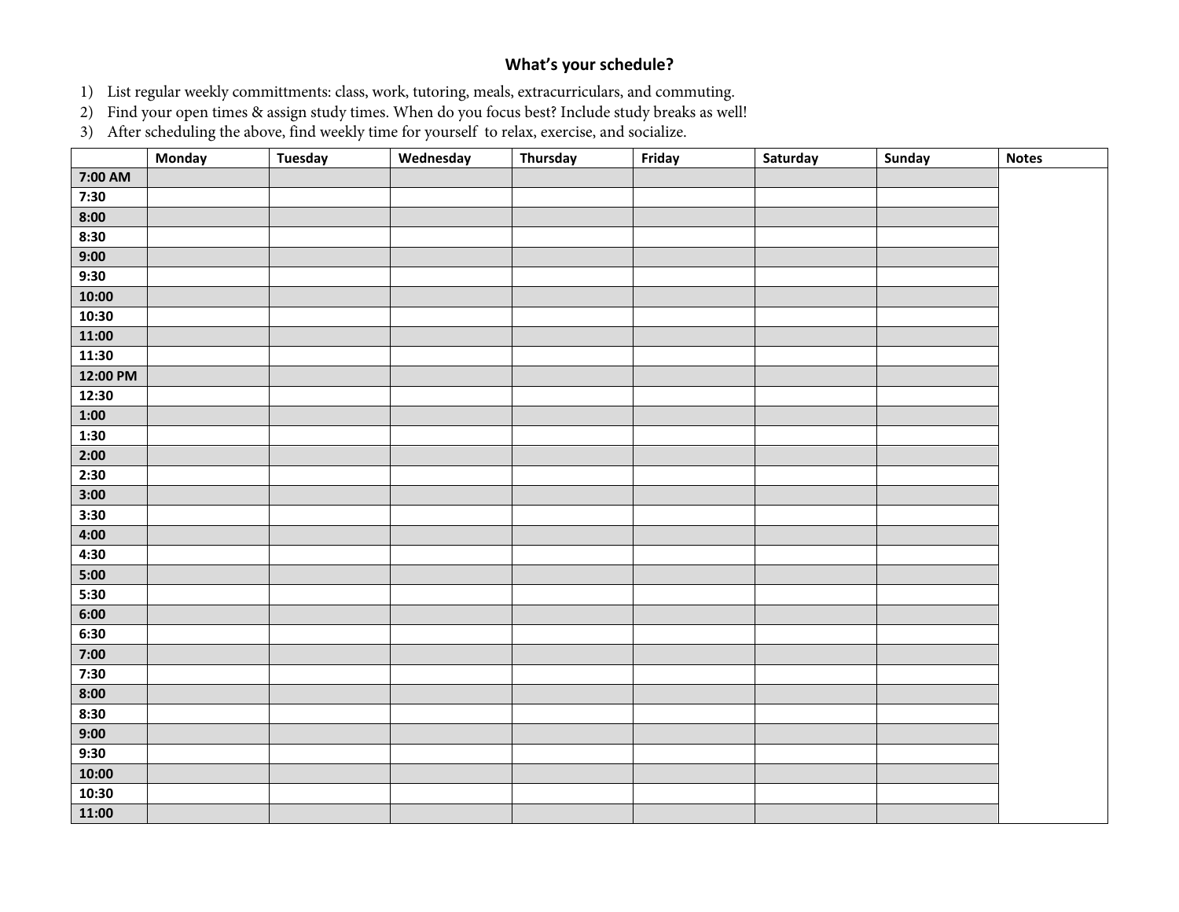## What's your schedule?

1) List regular weekly committments: class, work, tutoring, meals, extracurriculars, and commuting.
2) Find your open times & assign study times. When do you focus best? Include study breaks as well!
3) After scheduling the above, find weekly time for yourself to relax, exercise, and socialize.

| | Monday | Tuesday | Wednesday | Thursday | Friday | Saturday | Sunday | Notes |
|---|---|---|---|---|---|---|---|---|
| **7:00 AM** | | | | | | | | |
| **7:30** | | | | | | | | |
| **8:00** | | | | | | | | |
| **8:30** | | | | | | | | |
| **9:00** | | | | | | | | |
| **9:30** | | | | | | | | |
| **10:00** | | | | | | | | |
| **10:30** | | | | | | | | |
| **11:00** | | | | | | | | |
| **11:30** | | | | | | | | |
| **12:00 PM** | | | | | | | | |
| **12:30** | | | | | | | | |
| **1:00** | | | | | | | | |
| **1:30** | | | | | | | | |
| **2:00** | | | | | | | | |
| **2:30** | | | | | | | | |
| **3:00** | | | | | | | | |
| **3:30** | | | | | | | | |
| **4:00** | | | | | | | | |
| **4:30** | | | | | | | | |
| **5:00** | | | | | | | | |
| **5:30** | | | | | | | | |
| **6:00** | | | | | | | | |
| **6:30** | | | | | | | | |
| **7:00** | | | | | | | | |
| **7:30** | | | | | | | | |
| **8:00** | | | | | | | | |
| **8:30** | | | | | | | | |
| **9:00** | | | | | | | | |
| **9:30** | | | | | | | | |
| **10:00** | | | | | | | | |
| **10:30** | | | | | | | | |
| **11:00** | | | | | | | | |